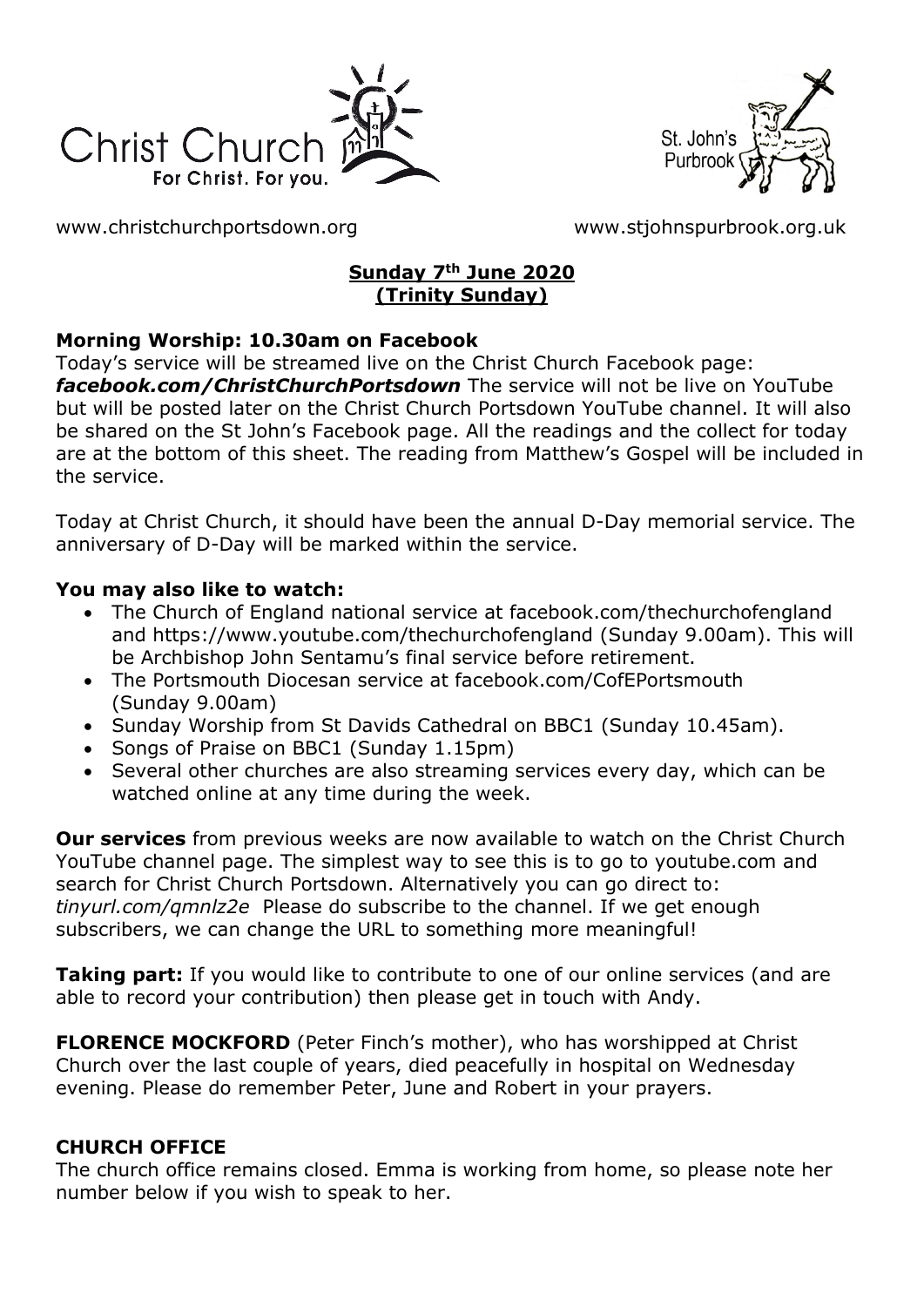Christ Church
For Christ. For you.

St. John's
Purbrook

www.christchurchportsdown.org www.stjohnspurbrook.org.uk

**Sunday 7th June 2020**
**(Trinity Sunday)**

**Morning Worship: 10.30am on Facebook**

Today's service will be streamed live on the Christ Church Facebook page: ***facebook.com/ChristChurchPortsdown*** The service will not be live on YouTube but will be posted later on the Christ Church Portsdown YouTube channel. It will also be shared on the St John's Facebook page. All the readings and the collect for today are at the bottom of this sheet. The reading from Matthew's Gospel will be included in the service.

Today at Christ Church, it should have been the annual D-Day memorial service. The anniversary of D-Day will be marked within the service.

**You may also like to watch:**

- The Church of England national service at facebook.com/thechurchofengland and https://www.youtube.com/thechurchofengland (Sunday 9.00am). This will be Archbishop John Sentamu's final service before retirement.
- The Portsmouth Diocesan service at facebook.com/CofEPortsmouth (Sunday 9.00am)
- Sunday Worship from St Davids Cathedral on BBC1 (Sunday 10.45am).
- Songs of Praise on BBC1 (Sunday 1.15pm)
- Several other churches are also streaming services every day, which can be watched online at any time during the week.

**Our services** from previous weeks are now available to watch on the Christ Church YouTube channel page. The simplest way to see this is to go to youtube.com and search for Christ Church Portsdown. Alternatively you can go direct to: *tinyurl.com/qmnlz2e* Please do subscribe to the channel. If we get enough subscribers, we can change the URL to something more meaningful!

**Taking part:** If you would like to contribute to one of our online services (and are able to record your contribution) then please get in touch with Andy.

**FLORENCE MOCKFORD** (Peter Finch's mother), who has worshipped at Christ Church over the last couple of years, died peacefully in hospital on Wednesday evening. Please do remember Peter, June and Robert in your prayers.

**CHURCH OFFICE**

The church office remains closed. Emma is working from home, so please note her number below if you wish to speak to her.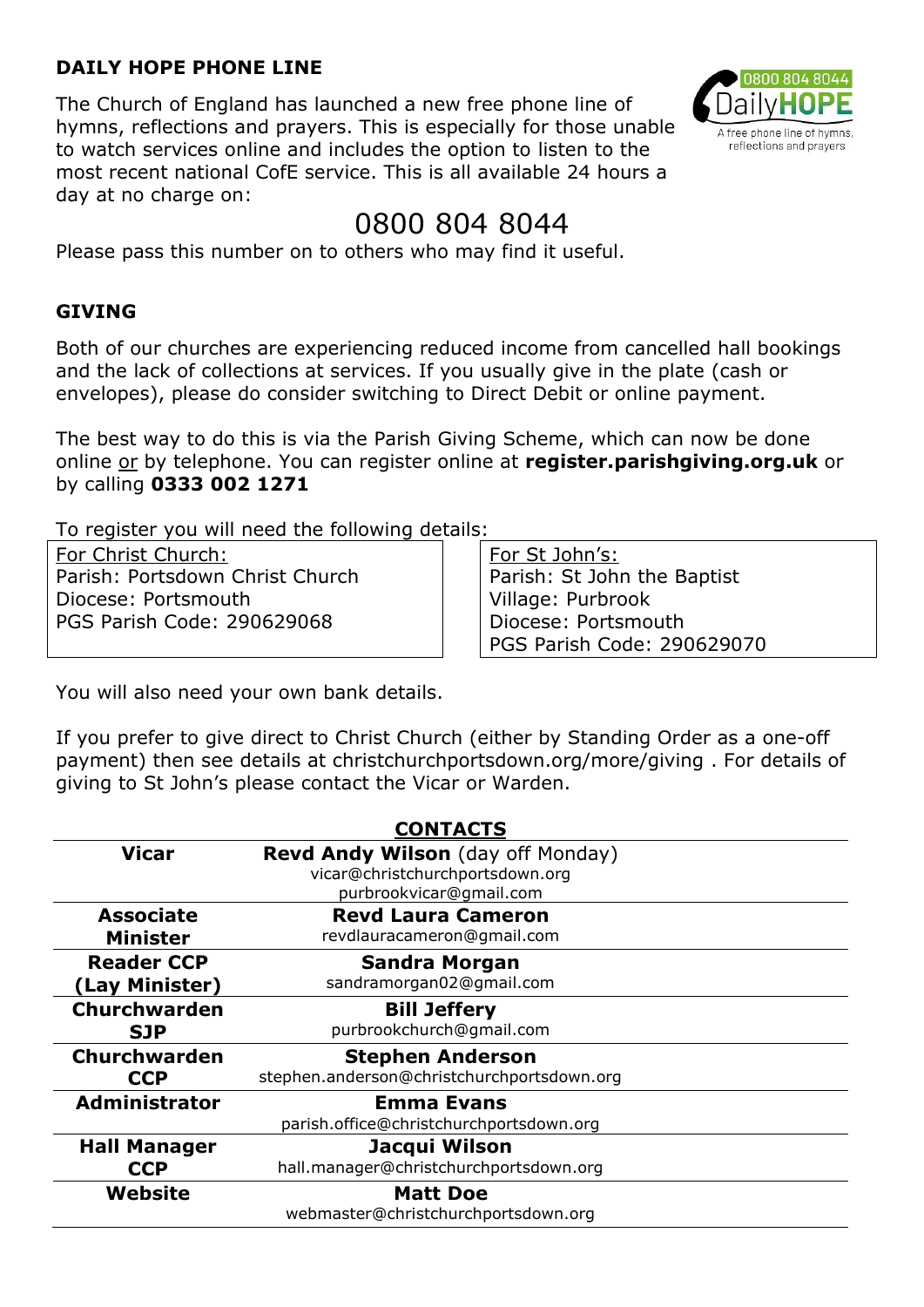## DAILY HOPE PHONE LINE

The Church of England has launched a new free phone line of hymns, reflections and prayers. This is especially for those unable to watch services online and includes the option to listen to the most recent national CofE service. This is all available 24 hours a day at no charge on:

# 0800 804 8044

Please pass this number on to others who may find it useful.

## GIVING

Both of our churches are experiencing reduced income from cancelled hall bookings and the lack of collections at services. If you usually give in the plate (cash or envelopes), please do consider switching to Direct Debit or online payment.

The best way to do this is via the Parish Giving Scheme, which can now be done online or by telephone. You can register online at **register.parishgiving.org.uk** or by calling **0333 002 1271**

To register you will need the following details:

| For Christ Church: | For St John's: |
|---|---|
| Parish: Portsdown Christ Church | Parish: St John the Baptist |
| Diocese: Portsmouth | Village: Purbrook |
| PGS Parish Code: 290629068 | Diocese: Portsmouth |
| | PGS Parish Code: 290629070 |

You will also need your own bank details.

If you prefer to give direct to Christ Church (either by Standing Order as a one-off payment) then see details at christchurchportsdown.org/more/giving . For details of giving to St John's please contact the Vicar or Warden.

## CONTACTS

| Role | Contact |
|---|---|
| **Vicar** | **Revd Andy Wilson** (day off Monday)<br>vicar@christchurchportsdown.org<br>purbrookvicar@gmail.com |
| **Associate Minister** | **Revd Laura Cameron**<br>revdlauracameron@gmail.com |
| **Reader CCP (Lay Minister)** | **Sandra Morgan**<br>sandramorgan02@gmail.com |
| **Churchwarden SJP** | **Bill Jeffery**<br>purbrookchurch@gmail.com |
| **Churchwarden CCP** | **Stephen Anderson**<br>stephen.anderson@christchurchportsdown.org |
| **Administrator** | **Emma Evans**<br>parish.office@christchurchportsdown.org |
| **Hall Manager CCP** | **Jacqui Wilson**<br>hall.manager@christchurchportsdown.org |
| **Website** | **Matt Doe**<br>webmaster@christchurchportsdown.org |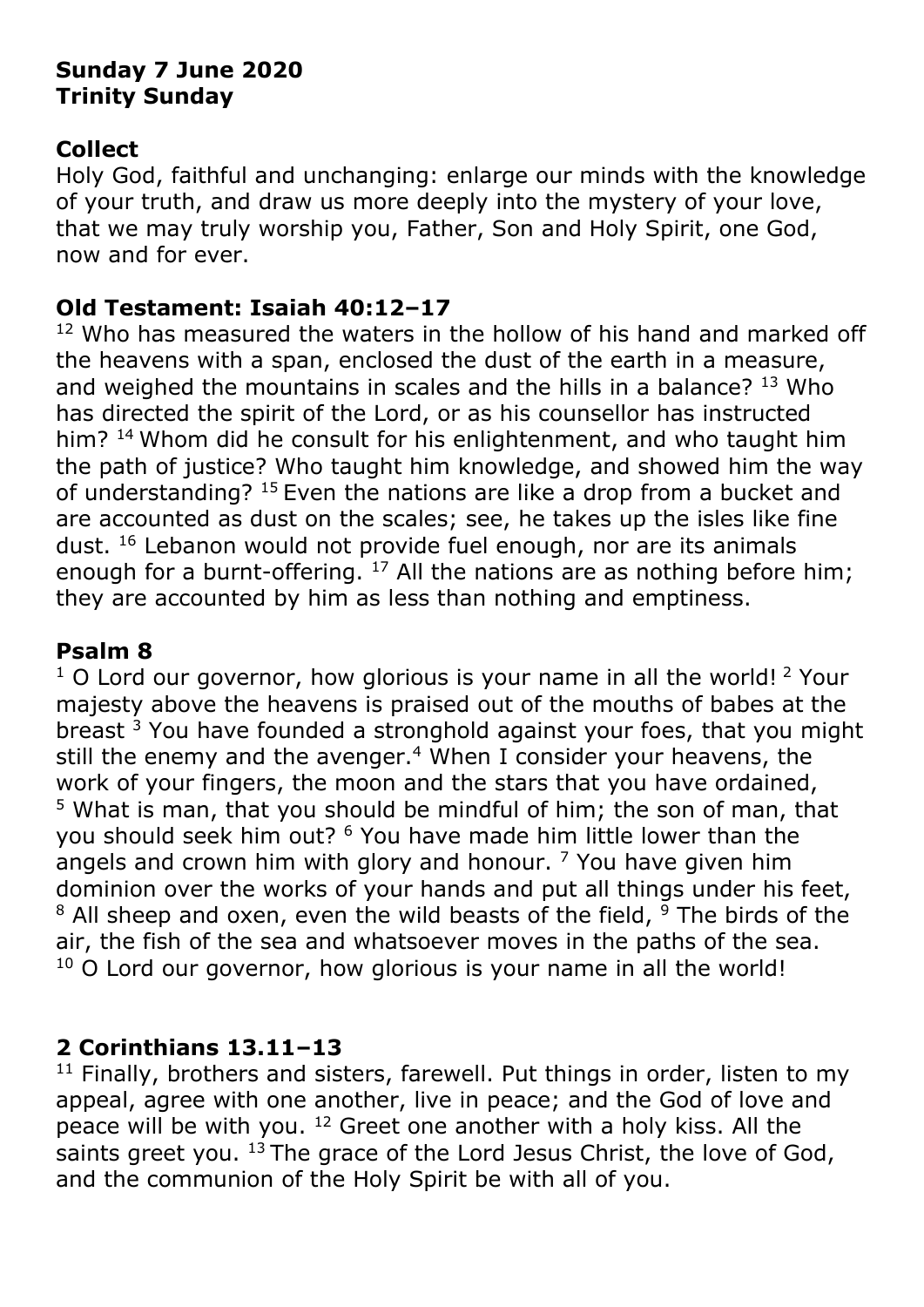**Sunday 7 June 2020**
**Trinity Sunday**

## Collect

Holy God, faithful and unchanging: enlarge our minds with the knowledge of your truth, and draw us more deeply into the mystery of your love, that we may truly worship you, Father, Son and Holy Spirit, one God, now and for ever.

## Old Testament: Isaiah 40:12–17

[12] Who has measured the waters in the hollow of his hand and marked off the heavens with a span, enclosed the dust of the earth in a measure, and weighed the mountains in scales and the hills in a balance? [13] Who has directed the spirit of the Lord, or as his counsellor has instructed him? [14] Whom did he consult for his enlightenment, and who taught him the path of justice? Who taught him knowledge, and showed him the way of understanding? [15] Even the nations are like a drop from a bucket and are accounted as dust on the scales; see, he takes up the isles like fine dust. [16] Lebanon would not provide fuel enough, nor are its animals enough for a burnt-offering. [17] All the nations are as nothing before him; they are accounted by him as less than nothing and emptiness.

## Psalm 8

[1] O Lord our governor, how glorious is your name in all the world! [2] Your majesty above the heavens is praised out of the mouths of babes at the breast [3] You have founded a stronghold against your foes, that you might still the enemy and the avenger.[4] When I consider your heavens, the work of your fingers, the moon and the stars that you have ordained, [5] What is man, that you should be mindful of him; the son of man, that you should seek him out? [6] You have made him little lower than the angels and crown him with glory and honour. [7] You have given him dominion over the works of your hands and put all things under his feet, [8] All sheep and oxen, even the wild beasts of the field, [9] The birds of the air, the fish of the sea and whatsoever moves in the paths of the sea. [10] O Lord our governor, how glorious is your name in all the world!

## 2 Corinthians 13.11–13

[11] Finally, brothers and sisters, farewell. Put things in order, listen to my appeal, agree with one another, live in peace; and the God of love and peace will be with you. [12] Greet one another with a holy kiss. All the saints greet you. [13] The grace of the Lord Jesus Christ, the love of God, and the communion of the Holy Spirit be with all of you.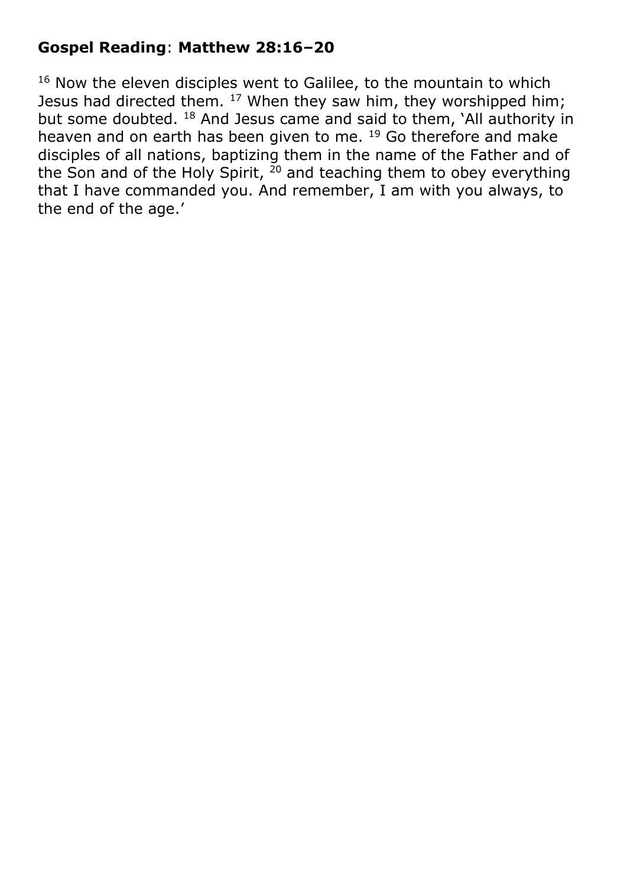**Gospel Reading**: **Matthew 28:16–20**

[16] Now the eleven disciples went to Galilee, to the mountain to which Jesus had directed them. [17] When they saw him, they worshipped him; but some doubted. [18] And Jesus came and said to them, 'All authority in heaven and on earth has been given to me. [19] Go therefore and make disciples of all nations, baptizing them in the name of the Father and of the Son and of the Holy Spirit, [20] and teaching them to obey everything that I have commanded you. And remember, I am with you always, to the end of the age.'